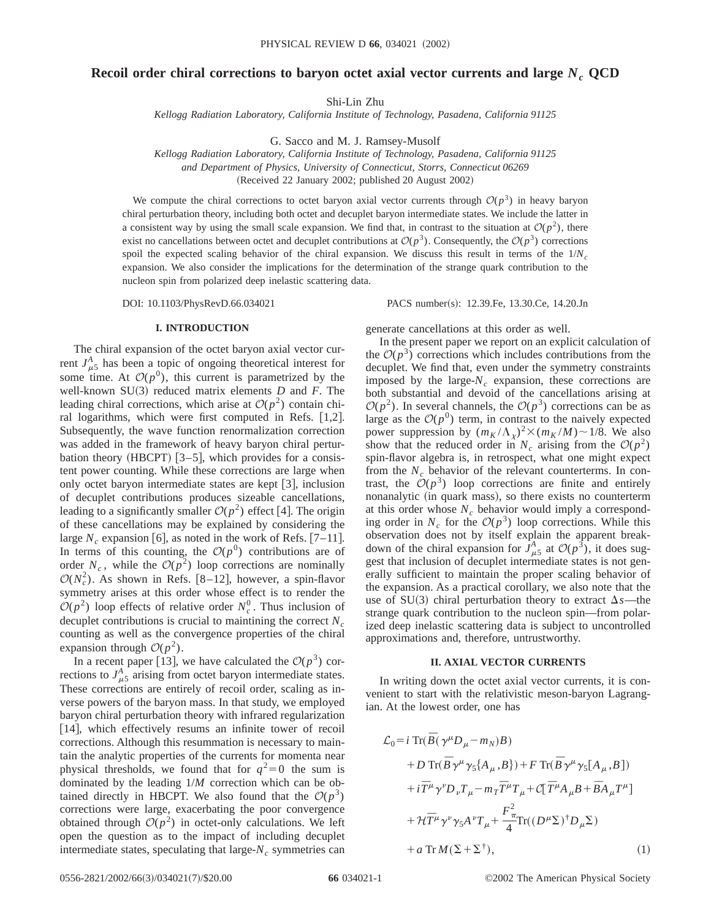# Recoil order chiral corrections to baryon octet axial vector currents and large $N_c$ QCD

Shi-Lin Zhu

*Kellogg Radiation Laboratory, California Institute of Technology, Pasadena, California 91125*

G. Sacco and M. J. Ramsey-Musolf

*Kellogg Radiation Laboratory, California Institute of Technology, Pasadena, California 91125*
*and Department of Physics, University of Connecticut, Storrs, Connecticut 06269*

(Received 22 January 2002; published 20 August 2002)

We compute the chiral corrections to octet baryon axial vector currents through $\mathcal{O}(p^3)$ in heavy baryon chiral perturbation theory, including both octet and decuplet baryon intermediate states. We include the latter in a consistent way by using the small scale expansion. We find that, in contrast to the situation at $\mathcal{O}(p^2)$, there exist no cancellations between octet and decuplet contributions at $\mathcal{O}(p^3)$. Consequently, the $\mathcal{O}(p^3)$ corrections spoil the expected scaling behavior of the chiral expansion. We discuss this result in terms of the $1/N_c$ expansion. We also consider the implications for the determination of the strange quark contribution to the nucleon spin from polarized deep inelastic scattering data.

DOI: 10.1103/PhysRevD.66.034021 PACS number(s): 12.39.Fe, 13.30.Ce, 14.20.Jn

## I. INTRODUCTION

The chiral expansion of the octet baryon axial vector current $J^A_{\mu 5}$ has been a topic of ongoing theoretical interest for some time. At $\mathcal{O}(p^0)$, this current is parametrized by the well-known SU(3) reduced matrix elements $D$ and $F$. The leading chiral corrections, which arise at $\mathcal{O}(p^2)$ contain chiral logarithms, which were first computed in Refs. [1,2]. Subsequently, the wave function renormalization correction was added in the framework of heavy baryon chiral perturbation theory (HBCPT) [3–5], which provides for a consistent power counting. While these corrections are large when only octet baryon intermediate states are kept [3], inclusion of decuplet contributions produces sizeable cancellations, leading to a significantly smaller $\mathcal{O}(p^2)$ effect [4]. The origin of these cancellations may be explained by considering the large $N_c$ expansion [6], as noted in the work of Refs. [7–11]. In terms of this counting, the $\mathcal{O}(p^0)$ contributions are of order $N_c$, while the $\mathcal{O}(p^2)$ loop corrections are nominally $\mathcal{O}(N_c^2)$. As shown in Refs. [8–12], however, a spin-flavor symmetry arises at this order whose effect is to render the $\mathcal{O}(p^2)$ loop effects of relative order $N_c^0$. Thus inclusion of decuplet contributions is crucial to maintining the correct $N_c$ counting as well as the convergence properties of the chiral expansion through $\mathcal{O}(p^2)$.

In a recent paper [13], we have calculated the $\mathcal{O}(p^3)$ corrections to $J^A_{\mu 5}$ arising from octet baryon intermediate states. These corrections are entirely of recoil order, scaling as inverse powers of the baryon mass. In that study, we employed baryon chiral perturbation theory with infrared regularization [14], which effectively resums an infinite tower of recoil corrections. Although this resummation is necessary to maintain the analytic properties of the currents for momenta near physical thresholds, we found that for $q^2=0$ the sum is dominated by the leading $1/M$ correction which can be obtained directly in HBCPT. We also found that the $\mathcal{O}(p^3)$ corrections were large, exacerbating the poor convergence obtained through $\mathcal{O}(p^2)$ in octet-only calculations. We left open the question as to the impact of including decuplet intermediate states, speculating that large-$N_c$ symmetries can generate cancellations at this order as well.

In the present paper we report on an explicit calculation of the $\mathcal{O}(p^3)$ corrections which includes contributions from the decuplet. We find that, even under the symmetry constraints imposed by the large-$N_c$ expansion, these corrections are both substantial and devoid of the cancellations arising at $\mathcal{O}(p^2)$. In several channels, the $\mathcal{O}(p^3)$ corrections can be as large as the $\mathcal{O}(p^0)$ term, in contrast to the naively expected power suppression by $(m_K/\Lambda_\chi)^2\times(m_K/M)\sim 1/8$. We also show that the reduced order in $N_c$ arising from the $\mathcal{O}(p^2)$ spin-flavor algebra is, in retrospect, what one might expect from the $N_c$ behavior of the relevant counterterms. In contrast, the $\mathcal{O}(p^3)$ loop corrections are finite and entirely nonanalytic (in quark mass), so there exists no counterterm at this order whose $N_c$ behavior would imply a corresponding order in $N_c$ for the $\mathcal{O}(p^3)$ loop corrections. While this observation does not by itself explain the apparent breakdown of the chiral expansion for $J^A_{\mu 5}$ at $\mathcal{O}(p^3)$, it does suggest that inclusion of decuplet intermediate states is not generally sufficient to maintain the proper scaling behavior of the expansion. As a practical corollary, we also note that the use of SU(3) chiral perturbation theory to extract $\Delta s$—the strange quark contribution to the nucleon spin from polarized deep inelastic scattering data is subject to uncontrolled approximations and, therefore, untrustworthy.

## II. AXIAL VECTOR CURRENTS

In writing down the octet axial vector currents, it is convenient to start with the relativistic meson-baryon Lagrangian. At the lowest order, one has

$$
\begin{aligned}
\mathcal{L}_0 = & \, i\,\mathrm{Tr}(\bar{B}(\gamma^\mu D_\mu - m_N)B) \\
& + D\,\mathrm{Tr}(\bar{B}\gamma^\mu\gamma_5\{A_\mu,B\}) + F\,\mathrm{Tr}(\bar{B}\gamma^\mu\gamma_5[A_\mu,B]) \\
& + i\bar{T}^\mu\gamma^\nu D_\nu T_\mu - m_T\bar{T}^\mu T_\mu + \mathcal{C}[\bar{T}^\mu A_\mu B + \bar{B}A_\mu T^\mu] \\
& + \mathcal{H}\bar{T}^\mu\gamma^\nu\gamma_5 A^\nu T_\mu + \frac{F_\pi^2}{4}\mathrm{Tr}((D^\mu\Sigma)^\dagger D_\mu\Sigma) \\
& + a\,\mathrm{Tr}\,M(\Sigma+\Sigma^\dagger),
\end{aligned}
\tag{1}
$$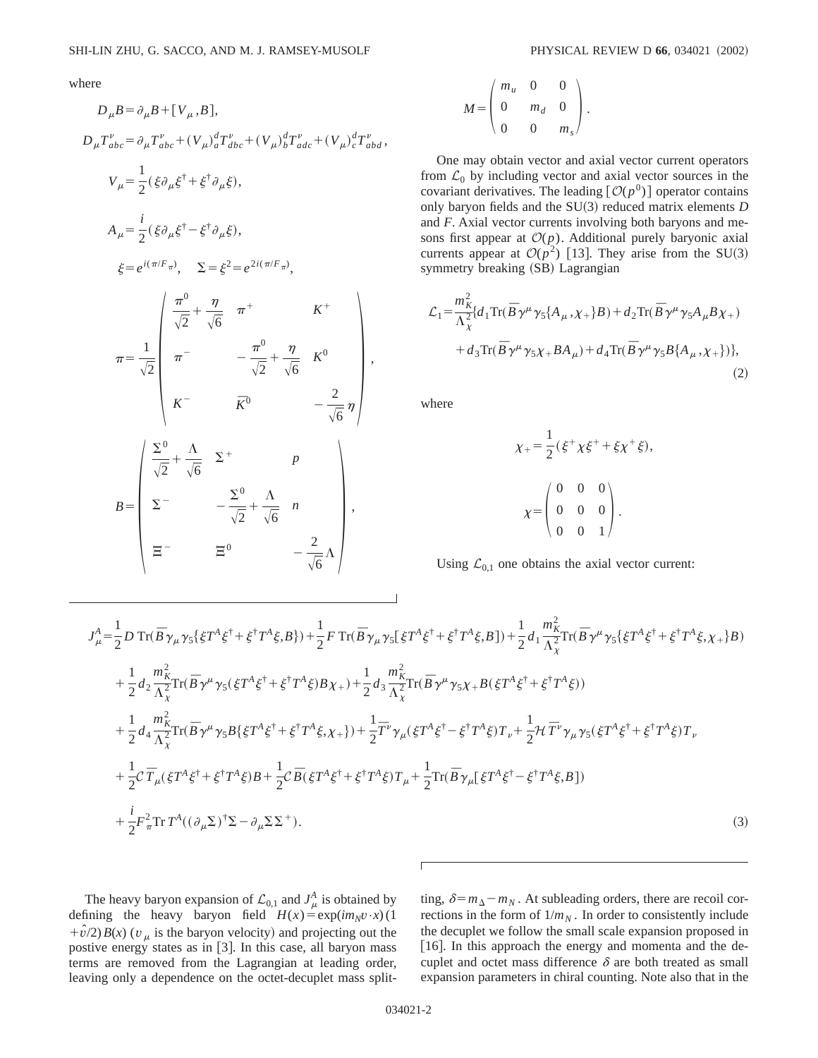where

$$D_\mu B = \partial_\mu B + [V_\mu, B],$$

$$D_\mu T^\nu_{abc} = \partial_\mu T^\nu_{abc} + (V_\mu)^d_a T^\nu_{dbc} + (V_\mu)^d_b T^\nu_{adc} + (V_\mu)^d_c T^\nu_{abd},$$

$$V_\mu = \frac{1}{2}(\xi \partial_\mu \xi^\dagger + \xi^\dagger \partial_\mu \xi),$$

$$A_\mu = \frac{i}{2}(\xi \partial_\mu \xi^\dagger - \xi^\dagger \partial_\mu \xi),$$

$$\xi = e^{i(\pi/F_\pi)}, \quad \Sigma = \xi^2 = e^{2i(\pi/F_\pi)},$$

$$\pi = \frac{1}{\sqrt{2}} \begin{pmatrix} \frac{\pi^0}{\sqrt{2}} + \frac{\eta}{\sqrt{6}} & \pi^+ & K^+ \\ \pi^- & -\frac{\pi^0}{\sqrt{2}} + \frac{\eta}{\sqrt{6}} & K^0 \\ K^- & \bar{K}^0 & -\frac{2}{\sqrt{6}}\eta \end{pmatrix},$$

$$B = \begin{pmatrix} \frac{\Sigma^0}{\sqrt{2}} + \frac{\Lambda}{\sqrt{6}} & \Sigma^+ & p \\ \Sigma^- & -\frac{\Sigma^0}{\sqrt{2}} + \frac{\Lambda}{\sqrt{6}} & n \\ \Xi^- & \Xi^0 & -\frac{2}{\sqrt{6}}\Lambda \end{pmatrix},$$

$$M = \begin{pmatrix} m_u & 0 & 0 \\ 0 & m_d & 0 \\ 0 & 0 & m_s \end{pmatrix}.$$

One may obtain vector and axial vector current operators from $\mathcal{L}_0$ by including vector and axial vector sources in the covariant derivatives. The leading $[\mathcal{O}(p^0)]$ operator contains only baryon fields and the SU(3) reduced matrix elements $D$ and $F$. Axial vector currents involving both baryons and mesons first appear at $\mathcal{O}(p)$. Additional purely baryonic axial currents appear at $\mathcal{O}(p^2)$ [13]. They arise from the SU(3) symmetry breaking (SB) Lagrangian

$$\mathcal{L}_1 = \frac{m_K^2}{\Lambda_\chi^2}\{d_1 \mathrm{Tr}(\bar{B}\gamma^\mu\gamma_5\{A_\mu, \chi_+\}B) + d_2 \mathrm{Tr}(\bar{B}\gamma^\mu\gamma_5 A_\mu B \chi_+) + d_3 \mathrm{Tr}(\bar{B}\gamma^\mu\gamma_5 \chi_+ B A_\mu) + d_4 \mathrm{Tr}(\bar{B}\gamma^\mu\gamma_5 B\{A_\mu, \chi_+\})\}, \tag{2}$$

where

$$\chi_+ = \frac{1}{2}(\xi^+ \chi \xi^+ + \xi \chi^+ \xi),$$

$$\chi = \begin{pmatrix} 0 & 0 & 0 \\ 0 & 0 & 0 \\ 0 & 0 & 1 \end{pmatrix}.$$

Using $\mathcal{L}_{0,1}$ one obtains the axial vector current:

$$\begin{aligned}
J^A_\mu =& \frac{1}{2}D\,\mathrm{Tr}(\bar{B}\gamma_\mu\gamma_5\{\xi T^A \xi^\dagger + \xi^\dagger T^A \xi, B\}) + \frac{1}{2}F\,\mathrm{Tr}(\bar{B}\gamma_\mu\gamma_5[\xi T^A \xi^\dagger + \xi^\dagger T^A \xi, B]) + \frac{1}{2}d_1 \frac{m_K^2}{\Lambda_\chi^2}\mathrm{Tr}(\bar{B}\gamma^\mu\gamma_5\{\xi T^A \xi^\dagger + \xi^\dagger T^A \xi, \chi_+\}B) \\
&+ \frac{1}{2}d_2 \frac{m_K^2}{\Lambda_\chi^2}\mathrm{Tr}(\bar{B}\gamma^\mu\gamma_5(\xi T^A \xi^\dagger + \xi^\dagger T^A \xi)B\chi_+) + \frac{1}{2}d_3 \frac{m_K^2}{\Lambda_\chi^2}\mathrm{Tr}(\bar{B}\gamma^\mu\gamma_5\chi_+ B(\xi T^A \xi^\dagger + \xi^\dagger T^A \xi)) \\
&+ \frac{1}{2}d_4 \frac{m_K^2}{\Lambda_\chi^2}\mathrm{Tr}(\bar{B}\gamma^\mu\gamma_5 B\{\xi T^A \xi^\dagger + \xi^\dagger T^A \xi, \chi_+\}) + \frac{1}{2}\bar{T}^\nu\gamma_\mu(\xi T^A \xi^\dagger - \xi^\dagger T^A \xi)T_\nu + \frac{1}{2}\mathcal{H}\,\bar{T}^\nu\gamma_\mu\gamma_5(\xi T^A \xi^\dagger + \xi^\dagger T^A \xi)T_\nu \\
&+ \frac{1}{2}\mathcal{C}\,\bar{T}_\mu(\xi T^A \xi^\dagger + \xi^\dagger T^A \xi)B + \frac{1}{2}\mathcal{C}\,\bar{B}(\xi T^A \xi^\dagger + \xi^\dagger T^A \xi)T_\mu + \frac{1}{2}\mathrm{Tr}(\bar{B}\gamma_\mu[\xi T^A \xi^\dagger - \xi^\dagger T^A \xi, B]) \\
&+ \frac{i}{2}F_\pi^2 \mathrm{Tr}\,T^A((\partial_\mu\Sigma)^\dagger\Sigma - \partial_\mu\Sigma\Sigma^+).
\end{aligned} \tag{3}$$

The heavy baryon expansion of $\mathcal{L}_{0,1}$ and $J^A_\mu$ is obtained by defining the heavy baryon field $H(x) = \exp(im_N v\cdot x)(1+\hat{v}/2)B(x)$ ($v_\mu$ is the baryon velocity) and projecting out the postive energy states as in [3]. In this case, all baryon mass terms are removed from the Lagrangian at leading order, leaving only a dependence on the octet-decuplet mass splitting, $\delta = m_\Delta - m_N$. At subleading orders, there are recoil corrections in the form of $1/m_N$. In order to consistently include the decuplet we follow the small scale expansion proposed in [16]. In this approach the energy and momenta and the decuplet and octet mass difference $\delta$ are both treated as small expansion parameters in chiral counting. Note also that in the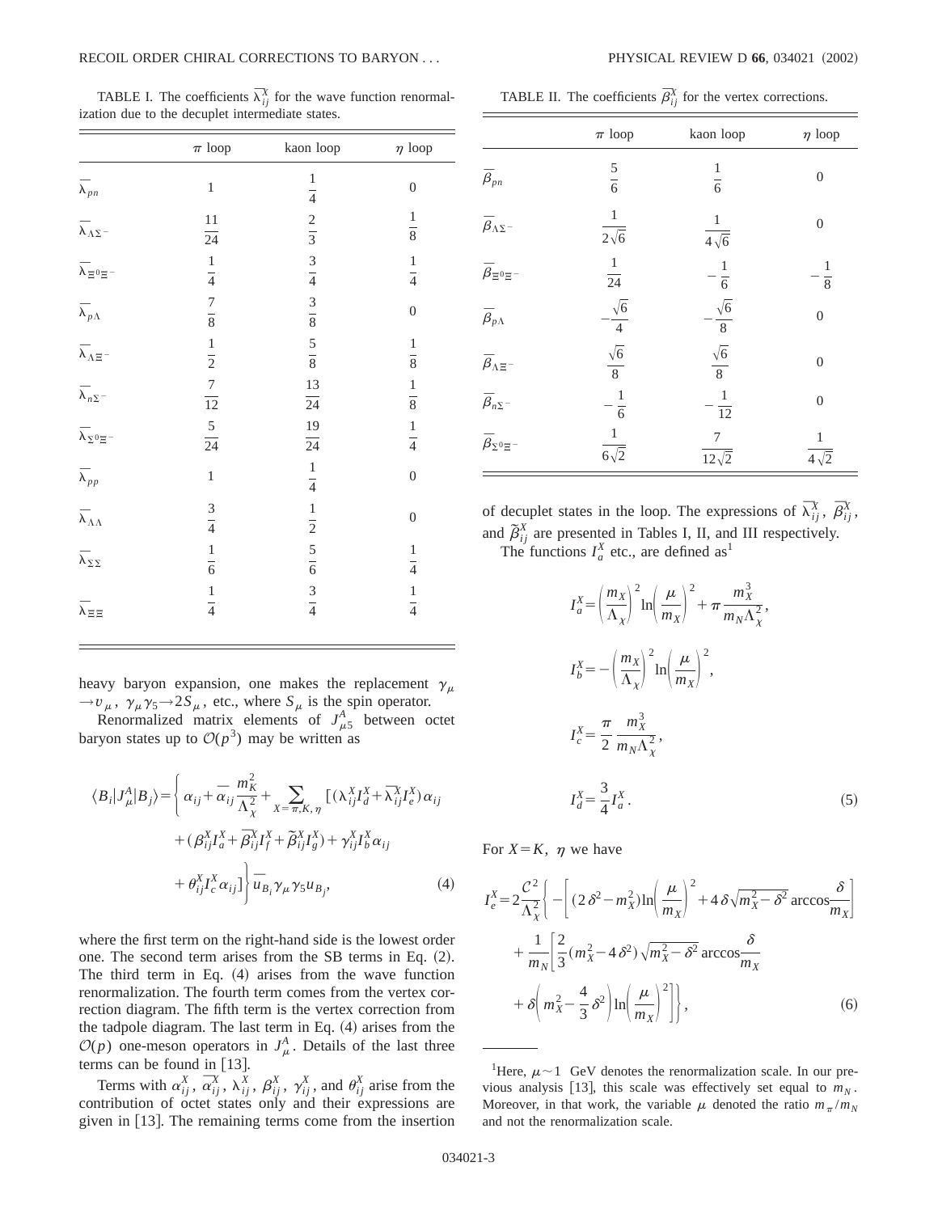TABLE I. The coefficients $\overline{\lambda}_{ij}^{X}$ for the wave function renormalization due to the decuplet intermediate states.

| | $\pi$ loop | kaon loop | $\eta$ loop |
|---|---|---|---|
| $\overline{\lambda}_{pn}$ | 1 | $\frac{1}{4}$ | 0 |
| $\overline{\lambda}_{\Lambda\Sigma^-}$ | $\frac{11}{24}$ | $\frac{2}{3}$ | $\frac{1}{8}$ |
| $\overline{\lambda}_{\Xi^0\Xi^-}$ | $\frac{1}{4}$ | $\frac{3}{4}$ | $\frac{1}{4}$ |
| $\overline{\lambda}_{p\Lambda}$ | $\frac{7}{8}$ | $\frac{3}{8}$ | 0 |
| $\overline{\lambda}_{\Lambda\Xi^-}$ | $\frac{1}{2}$ | $\frac{5}{8}$ | $\frac{1}{8}$ |
| $\overline{\lambda}_{n\Sigma^-}$ | $\frac{7}{12}$ | $\frac{13}{24}$ | $\frac{1}{8}$ |
| $\overline{\lambda}_{\Sigma^0\Xi^-}$ | $\frac{5}{24}$ | $\frac{19}{24}$ | $\frac{1}{4}$ |
| $\overline{\lambda}_{pp}$ | 1 | $\frac{1}{4}$ | 0 |
| $\overline{\lambda}_{\Lambda\Lambda}$ | $\frac{3}{4}$ | $\frac{1}{2}$ | 0 |
| $\overline{\lambda}_{\Sigma\Sigma}$ | $\frac{1}{6}$ | $\frac{5}{6}$ | $\frac{1}{4}$ |
| $\overline{\lambda}_{\Xi\Xi}$ | $\frac{1}{4}$ | $\frac{3}{4}$ | $\frac{1}{4}$ |

heavy baryon expansion, one makes the replacement $\gamma_\mu \to v_\mu$, $\gamma_\mu\gamma_5 \to 2S_\mu$, etc., where $S_\mu$ is the spin operator.

Renormalized matrix elements of $J_{\mu 5}^{A}$ between octet baryon states up to $\mathcal{O}(p^3)$ may be written as

$$\langle B_i|J_\mu^A|B_j\rangle = \Bigg\{ \alpha_{ij} + \overline{\alpha}_{ij}\frac{m_K^2}{\Lambda_\chi^2} + \sum_{X=\pi,K,\eta} [(\lambda_{ij}^X I_d^X + \overline{\lambda}_{ij}^X I_e^X)\alpha_{ij} + (\beta_{ij}^X I_a^X + \overline{\beta}_{ij}^X I_f^X + \tilde{\beta}_{ij}^X I_g^X) + \gamma_{ij}^X I_b^X \alpha_{ij} + \theta_{ij}^X I_c^X \alpha_{ij}] \Bigg\} \overline{u}_{B_i}\gamma_\mu\gamma_5 u_{B_j}, \tag{4}$$

where the first term on the right-hand side is the lowest order one. The second term arises from the SB terms in Eq. (2). The third term in Eq. (4) arises from the wave function renormalization. The fourth term comes from the vertex correction diagram. The fifth term is the vertex correction from the tadpole diagram. The last term in Eq. (4) arises from the $\mathcal{O}(p)$ one-meson operators in $J_\mu^A$. Details of the last three terms can be found in [13].

Terms with $\alpha_{ij}^X$, $\overline{\alpha}_{ij}^X$, $\lambda_{ij}^X$, $\beta_{ij}^X$, $\gamma_{ij}^X$, and $\theta_{ij}^X$ arise from the contribution of octet states only and their expressions are given in [13]. The remaining terms come from the insertion of decuplet states in the loop. The expressions of $\overline{\lambda}_{ij}^X$, $\overline{\beta}_{ij}^X$, and $\tilde{\beta}_{ij}^X$ are presented in Tables I, II, and III respectively.

TABLE II. The coefficients $\overline{\beta}_{ij}^{X}$ for the vertex corrections.

| | $\pi$ loop | kaon loop | $\eta$ loop |
|---|---|---|---|
| $\overline{\beta}_{pn}$ | $\frac{5}{6}$ | $\frac{1}{6}$ | 0 |
| $\overline{\beta}_{\Lambda\Sigma^-}$ | $\frac{1}{2\sqrt{6}}$ | $\frac{1}{4\sqrt{6}}$ | 0 |
| $\overline{\beta}_{\Xi^0\Xi^-}$ | $\frac{1}{24}$ | $-\frac{1}{6}$ | $-\frac{1}{8}$ |
| $\overline{\beta}_{p\Lambda}$ | $-\frac{\sqrt{6}}{4}$ | $-\frac{\sqrt{6}}{8}$ | 0 |
| $\overline{\beta}_{\Lambda\Xi^-}$ | $\frac{\sqrt{6}}{8}$ | $\frac{\sqrt{6}}{8}$ | 0 |
| $\overline{\beta}_{n\Sigma^-}$ | $-\frac{1}{6}$ | $-\frac{1}{12}$ | 0 |
| $\overline{\beta}_{\Sigma^0\Xi^-}$ | $\frac{1}{6\sqrt{2}}$ | $\frac{7}{12\sqrt{2}}$ | $\frac{1}{4\sqrt{2}}$ |

The functions $I_a^X$ etc., are defined as[1]

$$I_a^X = \left(\frac{m_X}{\Lambda_\chi}\right)^2 \ln\left(\frac{\mu}{m_X}\right)^2 + \pi\frac{m_X^3}{m_N\Lambda_\chi^2},$$

$$I_b^X = -\left(\frac{m_X}{\Lambda_\chi}\right)^2 \ln\left(\frac{\mu}{m_X}\right)^2,$$

$$I_c^X = \frac{\pi}{2}\frac{m_X^3}{m_N\Lambda_\chi^2},$$

$$I_d^X = \frac{3}{4}I_a^X. \tag{5}$$

For $X=K$, $\eta$ we have

$$I_e^X = 2\frac{\mathcal{C}^2}{\Lambda_\chi^2}\Bigg\{ -\left[(2\delta^2 - m_X^2)\ln\left(\frac{\mu}{m_X}\right)^2 + 4\delta\sqrt{m_X^2-\delta^2}\arccos\frac{\delta}{m_X}\right] + \frac{1}{m_N}\left[\frac{2}{3}(m_X^2 - 4\delta^2)\sqrt{m_X^2-\delta^2}\arccos\frac{\delta}{m_X} + \delta\left(m_X^2 - \frac{4}{3}\delta^2\right)\ln\left(\frac{\mu}{m_X}\right)^2\right]\Bigg\}, \tag{6}$$

[1] Here, $\mu \sim 1$ GeV denotes the renormalization scale. In our previous analysis [13], this scale was effectively set equal to $m_N$. Moreover, in that work, the variable $\mu$ denoted the ratio $m_\pi/m_N$ and not the renormalization scale.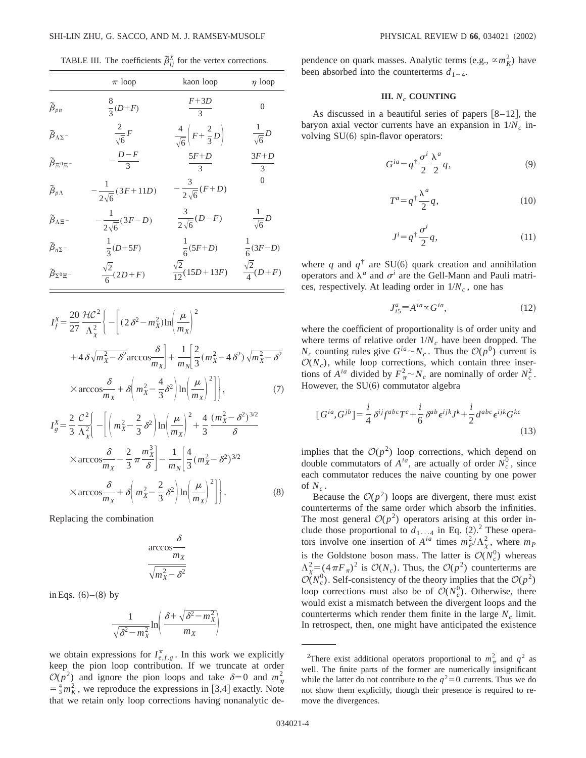TABLE III. The coefficients $\tilde{\beta}_{ij}^X$ for the vertex corrections.

| | $\pi$ loop | kaon loop | $\eta$ loop |
|---|---|---|---|
| $\tilde{\beta}_{pn}$ | $\frac{8}{3}(D+F)$ | $\frac{F+3D}{3}$ | 0 |
| $\tilde{\beta}_{\Lambda\Sigma^-}$ | $\frac{2}{\sqrt{6}}F$ | $\frac{4}{\sqrt{6}}\left(F+\frac{2}{3}D\right)$ | $\frac{1}{\sqrt{6}}D$ |
| $\tilde{\beta}_{\Xi^0\Xi^-}$ | $-\frac{D-F}{3}$ | $\frac{5F+D}{3}$ | $\frac{3F+D}{3}$ |
| $\tilde{\beta}_{p\Lambda}$ | $-\frac{1}{2\sqrt{6}}(3F+11D)$ | $-\frac{3}{2\sqrt{6}}(F+D)$ | 0 |
| $\tilde{\beta}_{\Lambda\Xi^-}$ | $-\frac{1}{2\sqrt{6}}(3F-D)$ | $\frac{3}{2\sqrt{6}}(D-F)$ | $\frac{1}{\sqrt{6}}D$ |
| $\tilde{\beta}_{n\Sigma^-}$ | $\frac{1}{3}(D+5F)$ | $\frac{1}{6}(5F+D)$ | $\frac{1}{6}(3F-D)$ |
| $\tilde{\beta}_{\Sigma^0\Xi^-}$ | $\frac{\sqrt{2}}{6}(2D+F)$ | $\frac{\sqrt{2}}{12}(15D+13F)$ | $\frac{\sqrt{2}}{4}(D+F)$ |

$$I_f^X=\frac{20}{27}\frac{\mathcal{H}\mathcal{C}^2}{\Lambda_\chi^2}\left\{-\left[(2\delta^2-m_X^2)\ln\left(\frac{\mu}{m_X}\right)^2 + 4\delta\sqrt{m_X^2-\delta^2}\arccos\frac{\delta}{m_X}\right]+\frac{1}{m_N}\left[\frac{2}{3}(m_X^2-4\delta^2)\sqrt{m_X^2-\delta^2}\times\arccos\frac{\delta}{m_X}+\delta\left(m_X^2-\frac{4}{3}\delta^2\right)\ln\left(\frac{\mu}{m_X}\right)^2\right]\right\}, \tag{7}$$

$$I_g^X=\frac{2}{3}\frac{\mathcal{C}^2}{\Lambda_\chi^2}\left\{-\left[\left(m_X^2-\frac{2}{3}\delta^2\right)\ln\left(\frac{\mu}{m_X}\right)^2+\frac{4}{3}\frac{(m_X^2-\delta^2)^{3/2}}{\delta}\times\arccos\frac{\delta}{m_X}-\frac{2}{3}\pi\frac{m_X^3}{\delta}\right]-\frac{1}{m_N}\left[\frac{4}{3}(m_X^2-\delta^2)^{3/2}\times\arccos\frac{\delta}{m_X}+\delta\left(m_X^2-\frac{2}{3}\delta^2\right)\ln\left(\frac{\mu}{m_X}\right)^2\right]\right\}. \tag{8}$$

Replacing the combination

$$\frac{\arccos\dfrac{\delta}{m_X}}{\sqrt{m_X^2-\delta^2}}$$

in Eqs. (6)–(8) by

$$\frac{1}{\sqrt{\delta^2-m_X^2}}\ln\left(\frac{\delta+\sqrt{\delta^2-m_X^2}}{m_X}\right)$$

we obtain expressions for $I_{e,f,g}^\pi$. In this work we explicitly keep the pion loop contribution. If we truncate at order $\mathcal{O}(p^2)$ and ignore the pion loops and take $\delta=0$ and $m_\eta^2=\frac{4}{3}m_K^2$, we reproduce the expressions in [3,4] exactly. Note that we retain only loop corrections having nonanalytic dependence on quark masses. Analytic terms (e.g., $\propto m_K^2$) have been absorbed into the counterterms $d_{1-4}$.

### III. $N_c$ COUNTING

As discussed in a beautiful series of papers [8–12], the baryon axial vector currents have an expansion in $1/N_c$ involving SU(6) spin-flavor operators:

$$G^{ia}=q^\dagger\frac{\sigma^i}{2}\frac{\lambda^a}{2}q, \tag{9}$$

$$T^a=q^\dagger\frac{\lambda^a}{2}q, \tag{10}$$

$$J^i=q^\dagger\frac{\sigma^i}{2}q, \tag{11}$$

where $q$ and $q^\dagger$ are SU(6) quark creation and annihilation operators and $\lambda^a$ and $\sigma^i$ are the Gell-Mann and Pauli matrices, respectively. At leading order in $1/N_c$, one has

$$J_{i5}^a\equiv A^{ia}\propto G^{ia}, \tag{12}$$

where the coefficient of proportionality is of order unity and where terms of relative order $1/N_c$ have been dropped. The $N_c$ counting rules give $G^{ia}\sim N_c$. Thus the $\mathcal{O}(p^0)$ current is $\mathcal{O}(N_c)$, while loop corrections, which contain three insertions of $A^{ia}$ divided by $F_\pi^2\sim N_c$ are nominally of order $N_c^2$. However, the SU(6) commutator algebra

$$[G^{ia},G^{jb}]=\frac{i}{4}\delta^{ij}f^{abc}T^c+\frac{i}{6}\delta^{ab}\epsilon^{ijk}J^k+\frac{i}{2}d^{abc}\epsilon^{ijk}G^{kc} \tag{13}$$

implies that the $\mathcal{O}(p^2)$ loop corrections, which depend on double commutators of $A^{ia}$, are actually of order $N_c^0$, since each commutator reduces the naive counting by one power of $N_c$.

Because the $\mathcal{O}(p^2)$ loops are divergent, there must exist counterterms of the same order which absorb the infinities. The most general $\mathcal{O}(p^2)$ operators arising at this order include those proportional to $d_{1\ldots4}$ in Eq. (2).[2] These operators involve one insertion of $A^{ia}$ times $m_P^2/\Lambda_\chi^2$, where $m_P$ is the Goldstone boson mass. The latter is $\mathcal{O}(N_c^0)$ whereas $\Lambda_\chi^2=(4\pi F_\pi)^2$ is $\mathcal{O}(N_c)$. Thus, the $\mathcal{O}(p^2)$ counterterms are $\mathcal{O}(N_c^0)$. Self-consistency of the theory implies that the $\mathcal{O}(p^2)$ loop corrections must also be of $\mathcal{O}(N_c^0)$. Otherwise, there would exist a mismatch between the divergent loops and the counterterms which render them finite in the large $N_c$ limit. In retrospect, then, one might have anticipated the existence

[2]There exist additional operators proportional to $m_\pi^2$ and $q^2$ as well. The finite parts of the former are numerically insignificant while the latter do not contribute to the $q^2=0$ currents. Thus we do not show them explicitly, though their presence is required to remove the divergences.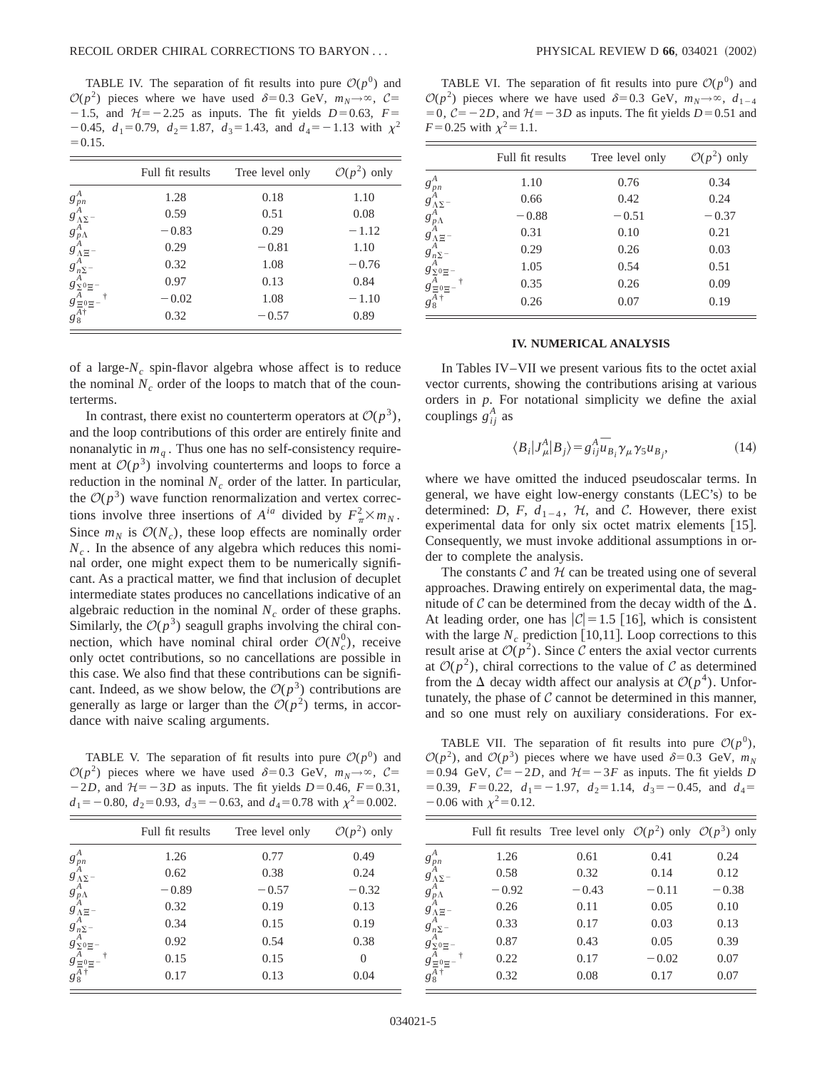TABLE IV. The separation of fit results into pure $\mathcal{O}(p^0)$ and $\mathcal{O}(p^2)$ pieces where we have used $\delta=0.3$ GeV, $m_N\to\infty$, $\mathcal{C}=-1.5$, and $\mathcal{H}=-2.25$ as inputs. The fit yields $D=0.63$, $F=-0.45$, $d_1=0.79$, $d_2=1.87$, $d_3=1.43$, and $d_4=-1.13$ with $\chi^2=0.15$.

| | Full fit results | Tree level only | $\mathcal{O}(p^2)$ only |
|---|---|---|---|
| $g^A_{pn}$ | 1.28 | 0.18 | 1.10 |
| $g^A_{\Lambda\Sigma^-}$ | 0.59 | 0.51 | 0.08 |
| $g^A_{p\Lambda}$ | $-0.83$ | 0.29 | $-1.12$ |
| $g^A_{\Lambda\Xi^-}$ | 0.29 | $-0.81$ | 1.10 |
| $g^A_{n\Sigma^-}$ | 0.32 | 1.08 | $-0.76$ |
| $g^A_{\Sigma^0\Xi^-}$ | 0.97 | 0.13 | 0.84 |
| $g^A_{\Xi^0\Xi^-}$ † | $-0.02$ | 1.08 | $-1.10$ |
| $g^A_8$ † | 0.32 | $-0.57$ | 0.89 |

of a large-$N_c$ spin-flavor algebra whose affect is to reduce the nominal $N_c$ order of the loops to match that of the counterterms.

In contrast, there exist no counterterm operators at $\mathcal{O}(p^3)$, and the loop contributions of this order are entirely finite and nonanalytic in $m_q$. Thus one has no self-consistency requirement at $\mathcal{O}(p^3)$ involving counterterms and loops to force a reduction in the nominal $N_c$ order of the latter. In particular, the $\mathcal{O}(p^3)$ wave function renormalization and vertex corrections involve three insertions of $A^{ia}$ divided by $F_\pi^2\times m_N$. Since $m_N$ is $\mathcal{O}(N_c)$, these loop effects are nominally order $N_c$. In the absence of any algebra which reduces this nominal order, one might expect them to be numerically significant. As a practical matter, we find that inclusion of decuplet intermediate states produces no cancellations indicative of an algebraic reduction in the nominal $N_c$ order of these graphs. Similarly, the $\mathcal{O}(p^3)$ seagull graphs involving the chiral connection, which have nominal chiral order $\mathcal{O}(N_c^0)$, receive only octet contributions, so no cancellations are possible in this case. We also find that these contributions can be significant. Indeed, as we show below, the $\mathcal{O}(p^3)$ contributions are generally as large or larger than the $\mathcal{O}(p^2)$ terms, in accordance with naive scaling arguments.

TABLE V. The separation of fit results into pure $\mathcal{O}(p^0)$ and $\mathcal{O}(p^2)$ pieces where we have used $\delta=0.3$ GeV, $m_N\to\infty$, $\mathcal{C}=-2D$, and $\mathcal{H}=-3D$ as inputs. The fit yields $D=0.46$, $F=0.31$, $d_1=-0.80$, $d_2=0.93$, $d_3=-0.63$, and $d_4=0.78$ with $\chi^2=0.002$.

| | Full fit results | Tree level only | $\mathcal{O}(p^2)$ only |
|---|---|---|---|
| $g^A_{pn}$ | 1.26 | 0.77 | 0.49 |
| $g^A_{\Lambda\Sigma^-}$ | 0.62 | 0.38 | 0.24 |
| $g^A_{p\Lambda}$ | $-0.89$ | $-0.57$ | $-0.32$ |
| $g^A_{\Lambda\Xi^-}$ | 0.32 | 0.19 | 0.13 |
| $g^A_{n\Sigma^-}$ | 0.34 | 0.15 | 0.19 |
| $g^A_{\Sigma^0\Xi^-}$ | 0.92 | 0.54 | 0.38 |
| $g^A_{\Xi^0\Xi^-}$ † | 0.15 | 0.15 | 0 |
| $g^A_8$ † | 0.17 | 0.13 | 0.04 |

TABLE VI. The separation of fit results into pure $\mathcal{O}(p^0)$ and $\mathcal{O}(p^2)$ pieces where we have used $\delta=0.3$ GeV, $m_N\to\infty$, $d_{1-4}=0$, $\mathcal{C}=-2D$, and $\mathcal{H}=-3D$ as inputs. The fit yields $D=0.51$ and $F=0.25$ with $\chi^2=1.1$.

| | Full fit results | Tree level only | $\mathcal{O}(p^2)$ only |
|---|---|---|---|
| $g^A_{pn}$ | 1.10 | 0.76 | 0.34 |
| $g^A_{\Lambda\Sigma^-}$ | 0.66 | 0.42 | 0.24 |
| $g^A_{p\Lambda}$ | $-0.88$ | $-0.51$ | $-0.37$ |
| $g^A_{\Lambda\Xi^-}$ | 0.31 | 0.10 | 0.21 |
| $g^A_{n\Sigma^-}$ | 0.29 | 0.26 | 0.03 |
| $g^A_{\Sigma^0\Xi^-}$ | 1.05 | 0.54 | 0.51 |
| $g^A_{\Xi^0\Xi^-}$ † | 0.35 | 0.26 | 0.09 |
| $g^A_8$ † | 0.26 | 0.07 | 0.19 |

## IV. NUMERICAL ANALYSIS

In Tables IV–VII we present various fits to the octet axial vector currents, showing the contributions arising at various orders in $p$. For notational simplicity we define the axial couplings $g^A_{ij}$ as

$$\langle B_i|J^A_\mu|B_j\rangle = g^A_{ij}\overline{u}_{B_i}\gamma_\mu\gamma_5 u_{B_j}, \tag{14}$$

where we have omitted the induced pseudoscalar terms. In general, we have eight low-energy constants (LEC's) to be determined: $D$, $F$, $d_{1-4}$, $\mathcal{H}$, and $\mathcal{C}$. However, there exist experimental data for only six octet matrix elements [15]. Consequently, we must invoke additional assumptions in order to complete the analysis.

The constants $\mathcal{C}$ and $\mathcal{H}$ can be treated using one of several approaches. Drawing entirely on experimental data, the magnitude of $\mathcal{C}$ can be determined from the decay width of the $\Delta$. At leading order, one has $|\mathcal{C}|=1.5$ [16], which is consistent with the large $N_c$ prediction [10,11]. Loop corrections to this result arise at $\mathcal{O}(p^2)$. Since $\mathcal{C}$ enters the axial vector currents at $\mathcal{O}(p^2)$, chiral corrections to the value of $\mathcal{C}$ as determined from the $\Delta$ decay width affect our analysis at $\mathcal{O}(p^4)$. Unfortunately, the phase of $\mathcal{C}$ cannot be determined in this manner, and so one must rely on auxiliary considerations. For ex-

TABLE VII. The separation of fit results into pure $\mathcal{O}(p^0)$, $\mathcal{O}(p^2)$, and $\mathcal{O}(p^3)$ pieces where we have used $\delta=0.3$ GeV, $m_N=0.94$ GeV, $\mathcal{C}=-2D$, and $\mathcal{H}=-3F$ as inputs. The fit yields $D=0.39$, $F=0.22$, $d_1=-1.97$, $d_2=1.14$, $d_3=-0.45$, and $d_4=-0.06$ with $\chi^2=0.12$.

| | Full fit results | Tree level only | $\mathcal{O}(p^2)$ only | $\mathcal{O}(p^3)$ only |
|---|---|---|---|---|
| $g^A_{pn}$ | 1.26 | 0.61 | 0.41 | 0.24 |
| $g^A_{\Lambda\Sigma^-}$ | 0.58 | 0.32 | 0.14 | 0.12 |
| $g^A_{p\Lambda}$ | $-0.92$ | $-0.43$ | $-0.11$ | $-0.38$ |
| $g^A_{\Lambda\Xi^-}$ | 0.26 | 0.11 | 0.05 | 0.10 |
| $g^A_{n\Sigma^-}$ | 0.33 | 0.17 | 0.03 | 0.13 |
| $g^A_{\Sigma^0\Xi^-}$ | 0.87 | 0.43 | 0.05 | 0.39 |
| $g^A_{\Xi^0\Xi^-}$ † | 0.22 | 0.17 | $-0.02$ | 0.07 |
| $g^A_8$ † | 0.32 | 0.08 | 0.17 | 0.07 |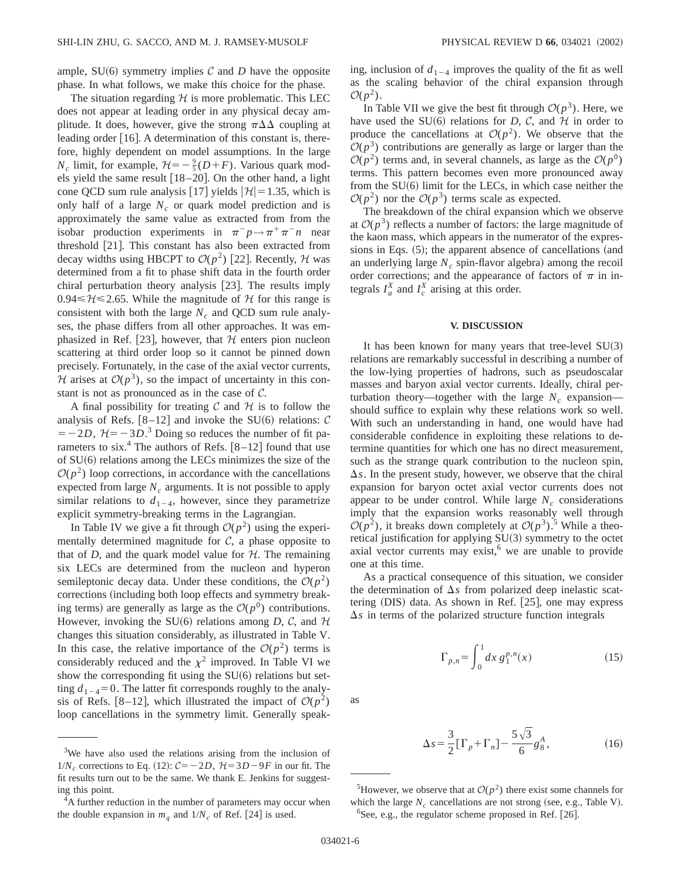ample, SU(6) symmetry implies $\mathcal{C}$ and $D$ have the opposite phase. In what follows, we make this choice for the phase.

The situation regarding $\mathcal{H}$ is more problematic. This LEC does not appear at leading order in any physical decay amplitude. It does, however, give the strong $\pi\Delta\Delta$ coupling at leading order [16]. A determination of this constant is, therefore, highly dependent on model assumptions. In the large $N_c$ limit, for example, $\mathcal{H}=-\frac{9}{5}(D+F)$. Various quark models yield the same result [18–20]. On the other hand, a light cone QCD sum rule analysis [17] yields $|\mathcal{H}|=1.35$, which is only half of a large $N_c$ or quark model prediction and is approximately the same value as extracted from from the isobar production experiments in $\pi^- p \to \pi^+ \pi^- n$ near threshold [21]. This constant has also been extracted from decay widths using HBCPT to $\mathcal{O}(p^2)$ [22]. Recently, $\mathcal{H}$ was determined from a fit to phase shift data in the fourth order chiral perturbation theory analysis [23]. The results imply $0.94 \leqslant \mathcal{H} \leqslant 2.65$. While the magnitude of $\mathcal{H}$ for this range is consistent with both the large $N_c$ and QCD sum rule analyses, the phase differs from all other approaches. It was emphasized in Ref. [23], however, that $\mathcal{H}$ enters pion nucleon scattering at third order loop so it cannot be pinned down precisely. Fortunately, in the case of the axial vector currents, $\mathcal{H}$ arises at $\mathcal{O}(p^3)$, so the impact of uncertainty in this constant is not as pronounced as in the case of $\mathcal{C}$.

A final possibility for treating $\mathcal{C}$ and $\mathcal{H}$ is to follow the analysis of Refs. [8–12] and invoke the SU(6) relations: $\mathcal{C}=-2D$, $\mathcal{H}=-3D$.[3] Doing so reduces the number of fit parameters to six.[4] The authors of Refs. [8–12] found that use of SU(6) relations among the LECs minimizes the size of the $\mathcal{O}(p^2)$ loop corrections, in accordance with the cancellations expected from large $N_c$ arguments. It is not possible to apply similar relations to $d_{1-4}$, however, since they parametrize explicit symmetry-breaking terms in the Lagrangian.

In Table IV we give a fit through $\mathcal{O}(p^2)$ using the experimentally determined magnitude for $\mathcal{C}$, a phase opposite to that of $D$, and the quark model value for $\mathcal{H}$. The remaining six LECs are determined from the nucleon and hyperon semileptonic decay data. Under these conditions, the $\mathcal{O}(p^2)$ corrections (including both loop effects and symmetry breaking terms) are generally as large as the $\mathcal{O}(p^0)$ contributions. However, invoking the SU(6) relations among $D$, $\mathcal{C}$, and $\mathcal{H}$ changes this situation considerably, as illustrated in Table V. In this case, the relative importance of the $\mathcal{O}(p^2)$ terms is considerably reduced and the $\chi^2$ improved. In Table VI we show the corresponding fit using the SU(6) relations but setting $d_{1-4}=0$. The latter fit corresponds roughly to the analysis of Refs. [8–12], which illustrated the impact of $\mathcal{O}(p^2)$ loop cancellations in the symmetry limit. Generally speaking, inclusion of $d_{1-4}$ improves the quality of the fit as well as the scaling behavior of the chiral expansion through $\mathcal{O}(p^2)$.

In Table VII we give the best fit through $\mathcal{O}(p^3)$. Here, we have used the SU(6) relations for $D$, $\mathcal{C}$, and $\mathcal{H}$ in order to produce the cancellations at $\mathcal{O}(p^2)$. We observe that the $\mathcal{O}(p^3)$ contributions are generally as large or larger than the $\mathcal{O}(p^2)$ terms and, in several channels, as large as the $\mathcal{O}(p^0)$ terms. This pattern becomes even more pronounced away from the SU(6) limit for the LECs, in which case neither the $\mathcal{O}(p^2)$ nor the $\mathcal{O}(p^3)$ terms scale as expected.

The breakdown of the chiral expansion which we observe at $\mathcal{O}(p^3)$ reflects a number of factors: the large magnitude of the kaon mass, which appears in the numerator of the expressions in Eqs. (5); the apparent absence of cancellations (and an underlying large $N_c$ spin-flavor algebra) among the recoil order corrections; and the appearance of factors of $\pi$ in integrals $I_a^X$ and $I_c^X$ arising at this order.

## V. DISCUSSION

It has been known for many years that tree-level SU(3) relations are remarkably successful in describing a number of the low-lying properties of hadrons, such as pseudoscalar masses and baryon axial vector currents. Ideally, chiral perturbation theory—together with the large $N_c$ expansion—should suffice to explain why these relations work so well. With such an understanding in hand, one would have had considerable confidence in exploiting these relations to determine quantities for which one has no direct measurement, such as the strange quark contribution to the nucleon spin, $\Delta s$. In the present study, however, we observe that the chiral expansion for baryon octet axial vector currents does not appear to be under control. While large $N_c$ considerations imply that the expansion works reasonably well through $\mathcal{O}(p^2)$, it breaks down completely at $\mathcal{O}(p^3)$.[5] While a theoretical justification for applying SU(3) symmetry to the octet axial vector currents may exist,[6] we are unable to provide one at this time.

As a practical consequence of this situation, we consider the determination of $\Delta s$ from polarized deep inelastic scattering (DIS) data. As shown in Ref. [25], one may express $\Delta s$ in terms of the polarized structure function integrals

$$\Gamma_{p,n} = \int_0^1 dx\, g_1^{p,n}(x) \tag{15}$$

as

$$\Delta s = \frac{3}{2}[\Gamma_p + \Gamma_n] - \frac{5\sqrt{3}}{6} g_8^A, \tag{16}$$

---

[3] We have also used the relations arising from the inclusion of $1/N_c$ corrections to Eq. (12): $\mathcal{C}=-2D$, $\mathcal{H}=3D-9F$ in our fit. The fit results turn out to be the same. We thank E. Jenkins for suggesting this point.

[4] A further reduction in the number of parameters may occur when the double expansion in $m_q$ and $1/N_c$ of Ref. [24] is used.

[5] However, we observe that at $\mathcal{O}(p^2)$ there exist some channels for which the large $N_c$ cancellations are not strong (see, e.g., Table V).

[6] See, e.g., the regulator scheme proposed in Ref. [26].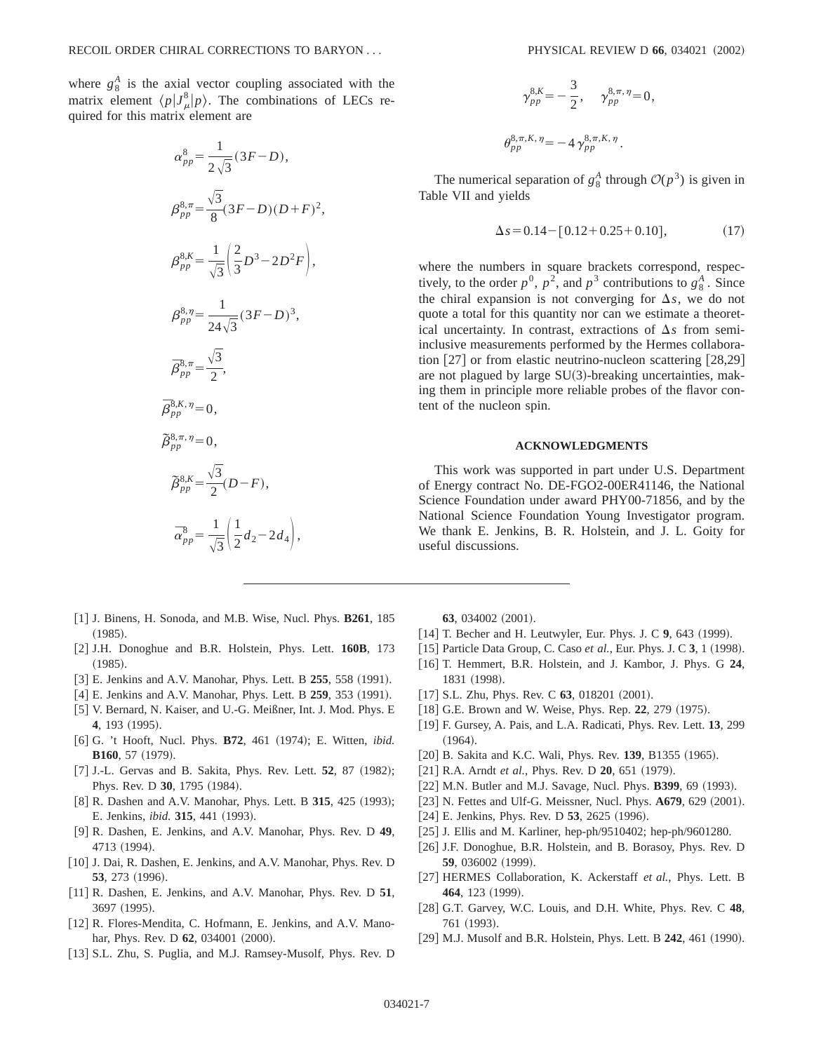where $g_8^A$ is the axial vector coupling associated with the matrix element $\langle p|J_\mu^8|p\rangle$. The combinations of LECs required for this matrix element are

$$\alpha_{pp}^8 = \frac{1}{2\sqrt{3}}(3F-D),$$

$$\beta_{pp}^{8,\pi} = \frac{\sqrt{3}}{8}(3F-D)(D+F)^2,$$

$$\beta_{pp}^{8,K} = \frac{1}{\sqrt{3}}\left(\frac{2}{3}D^3 - 2D^2F\right),$$

$$\beta_{pp}^{8,\eta} = \frac{1}{24\sqrt{3}}(3F-D)^3,$$

$$\bar{\beta}_{pp}^{8,\pi} = \frac{\sqrt{3}}{2},$$

$$\bar{\beta}_{pp}^{8,K,\eta} = 0,$$

$$\tilde{\beta}_{pp}^{8,\pi,\eta} = 0,$$

$$\tilde{\beta}_{pp}^{8,K} = \frac{\sqrt{3}}{2}(D-F),$$

$$\bar{\alpha}_{pp}^8 = \frac{1}{\sqrt{3}}\left(\frac{1}{2}d_2 - 2d_4\right),$$

$$\gamma_{pp}^{8,K} = -\frac{3}{2}, \quad \gamma_{pp}^{8,\pi,\eta} = 0,$$

$$\theta_{pp}^{8,\pi,K,\eta} = -4\gamma_{pp}^{8,\pi,K,\eta}.$$

The numerical separation of $g_8^A$ through $\mathcal{O}(p^3)$ is given in Table VII and yields

$$\Delta s = 0.14 - [0.12 + 0.25 + 0.10], \tag{17}$$

where the numbers in square brackets correspond, respectively, to the order $p^0$, $p^2$, and $p^3$ contributions to $g_8^A$. Since the chiral expansion is not converging for $\Delta s$, we do not quote a total for this quantity nor can we estimate a theoretical uncertainty. In contrast, extractions of $\Delta s$ from semi-inclusive measurements performed by the Hermes collaboration [27] or from elastic neutrino-nucleon scattering [28,29] are not plagued by large SU(3)-breaking uncertainties, making them in principle more reliable probes of the flavor content of the nucleon spin.

## ACKNOWLEDGMENTS

This work was supported in part under U.S. Department of Energy contract No. DE-FGO2-00ER41146, the National Science Foundation under award PHY00-71856, and by the National Science Foundation Young Investigator program. We thank E. Jenkins, B. R. Holstein, and J. L. Goity for useful discussions.

---

[1] J. Binens, H. Sonoda, and M.B. Wise, Nucl. Phys. **B261**, 185 (1985).
[2] J.H. Donoghue and B.R. Holstein, Phys. Lett. **160B**, 173 (1985).
[3] E. Jenkins and A.V. Manohar, Phys. Lett. B **255**, 558 (1991).
[4] E. Jenkins and A.V. Manohar, Phys. Lett. B **259**, 353 (1991).
[5] V. Bernard, N. Kaiser, and U.-G. Meißner, Int. J. Mod. Phys. E **4**, 193 (1995).
[6] G. 't Hooft, Nucl. Phys. **B72**, 461 (1974); E. Witten, *ibid.* **B160**, 57 (1979).
[7] J.-L. Gervas and B. Sakita, Phys. Rev. Lett. **52**, 87 (1982); Phys. Rev. D **30**, 1795 (1984).
[8] R. Dashen and A.V. Manohar, Phys. Lett. B **315**, 425 (1993); E. Jenkins, *ibid.* **315**, 441 (1993).
[9] R. Dashen, E. Jenkins, and A.V. Manohar, Phys. Rev. D **49**, 4713 (1994).
[10] J. Dai, R. Dashen, E. Jenkins, and A.V. Manohar, Phys. Rev. D **53**, 273 (1996).
[11] R. Dashen, E. Jenkins, and A.V. Manohar, Phys. Rev. D **51**, 3697 (1995).
[12] R. Flores-Mendita, C. Hofmann, E. Jenkins, and A.V. Manohar, Phys. Rev. D **62**, 034001 (2000).
[13] S.L. Zhu, S. Puglia, and M.J. Ramsey-Musolf, Phys. Rev. D **63**, 034002 (2001).
[14] T. Becher and H. Leutwyler, Eur. Phys. J. C **9**, 643 (1999).
[15] Particle Data Group, C. Caso *et al.*, Eur. Phys. J. C **3**, 1 (1998).
[16] T. Hemmert, B.R. Holstein, and J. Kambor, J. Phys. G **24**, 1831 (1998).
[17] S.L. Zhu, Phys. Rev. C **63**, 018201 (2001).
[18] G.E. Brown and W. Weise, Phys. Rep. **22**, 279 (1975).
[19] F. Gursey, A. Pais, and L.A. Radicati, Phys. Rev. Lett. **13**, 299 (1964).
[20] B. Sakita and K.C. Wali, Phys. Rev. **139**, B1355 (1965).
[21] R.A. Arndt *et al.*, Phys. Rev. D **20**, 651 (1979).
[22] M.N. Butler and M.J. Savage, Nucl. Phys. **B399**, 69 (1993).
[23] N. Fettes and Ulf-G. Meissner, Nucl. Phys. **A679**, 629 (2001).
[24] E. Jenkins, Phys. Rev. D **53**, 2625 (1996).
[25] J. Ellis and M. Karliner, hep-ph/9510402; hep-ph/9601280.
[26] J.F. Donoghue, B.R. Holstein, and B. Borasoy, Phys. Rev. D **59**, 036002 (1999).
[27] HERMES Collaboration, K. Ackerstaff *et al.*, Phys. Lett. B **464**, 123 (1999).
[28] G.T. Garvey, W.C. Louis, and D.H. White, Phys. Rev. C **48**, 761 (1993).
[29] M.J. Musolf and B.R. Holstein, Phys. Lett. B **242**, 461 (1990).